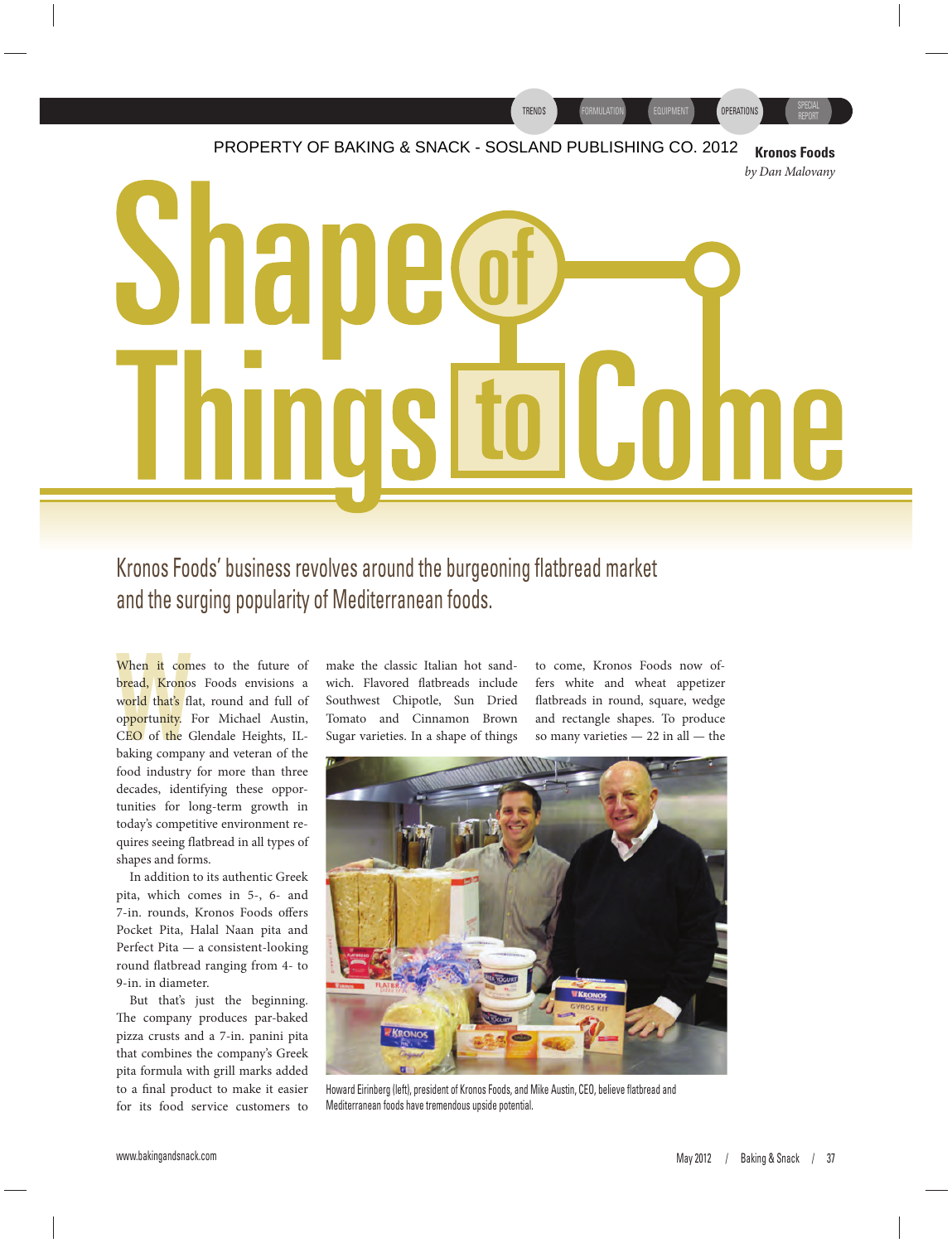PROPERTY OF BAKING & SNACK - SOSLAND PUBLISHING CO. 2012

**Kronos Foods**

*by Dan Malovany*

# Shape of Things to Come

## Kronos Foods' business revolves around the burgeoning flatbread market and the surging popularity of Mediterranean foods.

When it comes to the future of bread, Kronos Foods envisions a world that's flat, round and full of opportunity. For Michael Austin, CEO of the Glendale Heights, IL-baking company and veteran of the food industry for more than three decades, identifying these opportunities for long-term growth in today's competitive environment requires seeing flatbread in all types of shapes and forms.

In addition to its authentic Greek pita, which comes in 5-, 6- and 7-in. rounds, Kronos Foods offers Pocket Pita, Halal Naan pita and Perfect Pita — a consistent-looking round flatbread ranging from 4- to 9-in. in diameter.

But that's just the beginning. The company produces par-baked pizza crusts and a 7-in. panini pita that combines the company's Greek pita formula with grill marks added to a final product to make it easier for its food service customers to make the classic Italian hot sandwich. Flavored flatbreads include Southwest Chipotle, Sun Dried Tomato and Cinnamon Brown Sugar varieties. In a shape of things to come, Kronos Foods now offers white and wheat appetizer flatbreads in round, square, wedge and rectangle shapes. To produce so many varieties — 22 in all — the

Howard Eirinberg (left), president of Kronos Foods, and Mike Austin, CEO, believe flatbread and Mediterranean foods have tremendous upside potential.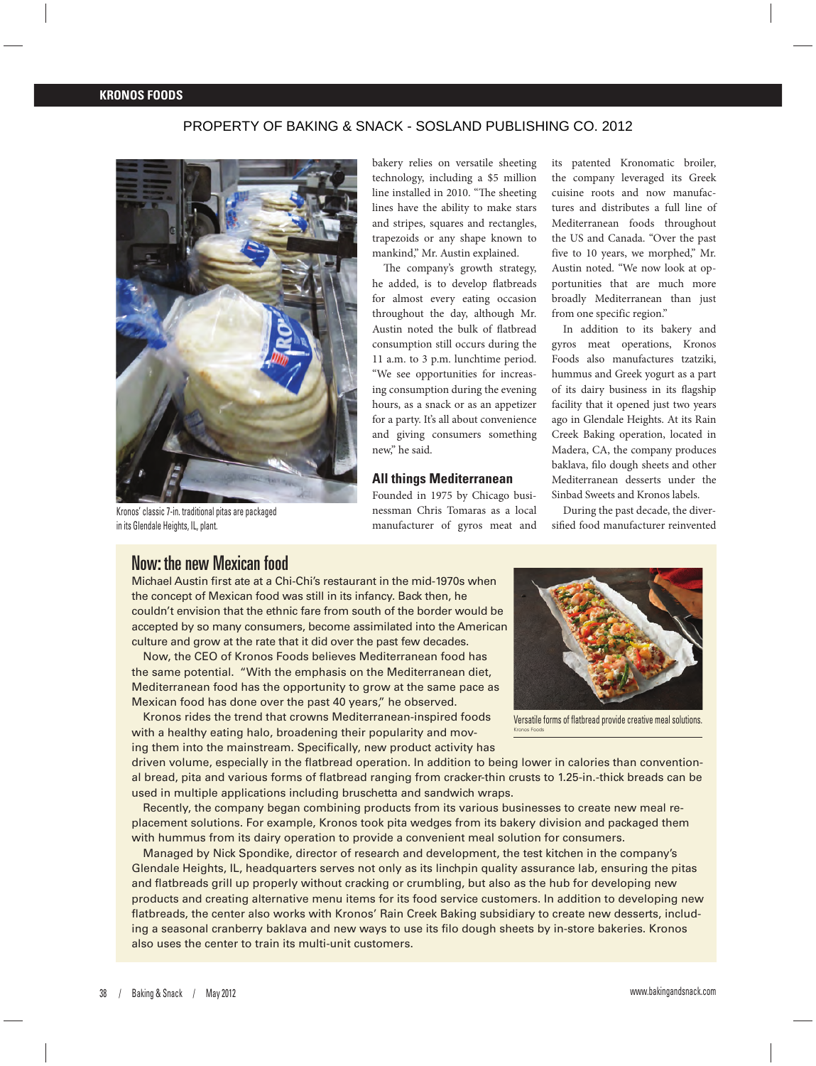PROPERTY OF BAKING & SNACK - SOSLAND PUBLISHING CO. 2012

Kronos' classic 7-in. traditional pitas are packaged in its Glendale Heights, IL, plant.

bakery relies on versatile sheeting technology, including a $5 million line installed in 2010. "The sheeting lines have the ability to make stars and stripes, squares and rectangles, trapezoids or any shape known to mankind," Mr. Austin explained.

The company's growth strategy, he added, is to develop flatbreads for almost every eating occasion throughout the day, although Mr. Austin noted the bulk of flatbread consumption still occurs during the 11 a.m. to 3 p.m. lunchtime period. "We see opportunities for increasing consumption during the evening hours, as a snack or as an appetizer for a party. It's all about convenience and giving consumers something new," he said.

## All things Mediterranean

Founded in 1975 by Chicago businessman Chris Tomaras as a local manufacturer of gyros meat and its patented Kronomatic broiler, the company leveraged its Greek cuisine roots and now manufactures and distributes a full line of Mediterranean foods throughout the US and Canada. "Over the past five to 10 years, we morphed," Mr. Austin noted. "We now look at opportunities that are much more broadly Mediterranean than just from one specific region."

In addition to its bakery and gyros meat operations, Kronos Foods also manufactures tzatziki, hummus and Greek yogurt as a part of its dairy business in its flagship facility that it opened just two years ago in Glendale Heights. At its Rain Creek Baking operation, located in Madera, CA, the company produces baklava, filo dough sheets and other Mediterranean desserts under the Sinbad Sweets and Kronos labels.

During the past decade, the diversified food manufacturer reinvented

## Now: the new Mexican food

Michael Austin first ate at a Chi-Chi's restaurant in the mid-1970s when the concept of Mexican food was still in its infancy. Back then, he couldn't envision that the ethnic fare from south of the border would be accepted by so many consumers, become assimilated into the American culture and grow at the rate that it did over the past few decades.

Now, the CEO of Kronos Foods believes Mediterranean food has the same potential. "With the emphasis on the Mediterranean diet, Mediterranean food has the opportunity to grow at the same pace as Mexican food has done over the past 40 years," he observed.

Kronos rides the trend that crowns Mediterranean-inspired foods with a healthy eating halo, broadening their popularity and moving them into the mainstream. Specifically, new product activity has driven volume, especially in the flatbread operation. In addition to being lower in calories than conventional bread, pita and various forms of flatbread ranging from cracker-thin crusts to 1.25-in.-thick breads can be used in multiple applications including bruschetta and sandwich wraps.

Recently, the company began combining products from its various businesses to create new meal replacement solutions. For example, Kronos took pita wedges from its bakery division and packaged them with hummus from its dairy operation to provide a convenient meal solution for consumers.

Managed by Nick Spondike, director of research and development, the test kitchen in the company's Glendale Heights, IL, headquarters serves not only as its linchpin quality assurance lab, ensuring the pitas and flatbreads grill up properly without cracking or crumbling, but also as the hub for developing new products and creating alternative menu items for its food service customers. In addition to developing new flatbreads, the center also works with Kronos' Rain Creek Baking subsidiary to create new desserts, including a seasonal cranberry baklava and new ways to use its filo dough sheets by in-store bakeries. Kronos also uses the center to train its multi-unit customers.

Versatile forms of flatbread provide creative meal solutions.

Kronos Foods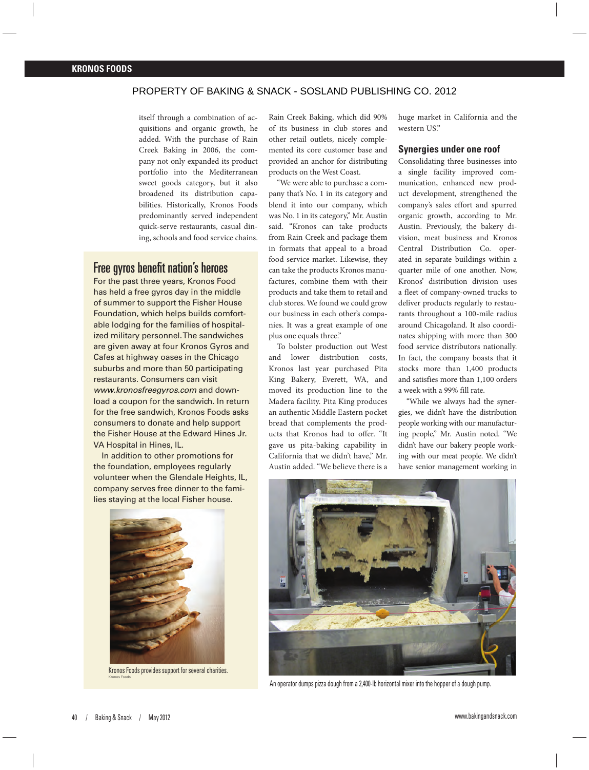itself through a combination of acquisitions and organic growth, he added. With the purchase of Rain Creek Baking in 2006, the company not only expanded its product portfolio into the Mediterranean sweet goods category, but it also broadened its distribution capabilities. Historically, Kronos Foods predominantly served independent quick-serve restaurants, casual dining, schools and food service chains. Rain Creek Baking, which did 90% of its business in club stores and other retail outlets, nicely complemented its core customer base and provided an anchor for distributing products on the West Coast.

"We were able to purchase a company that's No. 1 in its category and blend it into our company, which was No. 1 in its category," Mr. Austin said. "Kronos can take products from Rain Creek and package them in formats that appeal to a broad food service market. Likewise, they can take the products Kronos manufactures, combine them with their products and take them to retail and club stores. We found we could grow our business in each other's companies. It was a great example of one plus one equals three."

To bolster production out West and lower distribution costs, Kronos last year purchased Pita King Bakery, Everett, WA, and moved its production line to the Madera facility. Pita King produces an authentic Middle Eastern pocket bread that complements the products that Kronos had to offer. "It gave us pita-baking capability in California that we didn't have," Mr. Austin added. "We believe there is a huge market in California and the western US."

## Synergies under one roof

Consolidating three businesses into a single facility improved communication, enhanced new product development, strengthened the company's sales effort and spurred organic growth, according to Mr. Austin. Previously, the bakery division, meat business and Kronos Central Distribution Co. operated in separate buildings within a quarter mile of one another. Now, Kronos' distribution division uses a fleet of company-owned trucks to deliver products regularly to restaurants throughout a 100-mile radius around Chicagoland. It also coordinates shipping with more than 300 food service distributors nationally. In fact, the company boasts that it stocks more than 1,400 products and satisfies more than 1,100 orders a week with a 99% fill rate.

"While we always had the synergies, we didn't have the distribution people working with our manufacturing people," Mr. Austin noted. "We didn't have our bakery people working with our meat people. We didn't have senior management working in

An operator dumps pizza dough from a 2,400-lb horizontal mixer into the hopper of a dough pump.

## Free gyros benefit nation's heroes

For the past three years, Kronos Food has held a free gyros day in the middle of summer to support the Fisher House Foundation, which helps builds comfortable lodging for the families of hospitalized military personnel. The sandwiches are given away at four Kronos Gyros and Cafes at highway oases in the Chicago suburbs and more than 50 participating restaurants. Consumers can visit *www.kronosfreegyros.com* and download a coupon for the sandwich. In return for the free sandwich, Kronos Foods asks consumers to donate and help support the Fisher House at the Edward Hines Jr. VA Hospital in Hines, IL.

In addition to other promotions for the foundation, employees regularly volunteer when the Glendale Heights, IL, company serves free dinner to the families staying at the local Fisher house.

Kronos Foods provides support for several charities.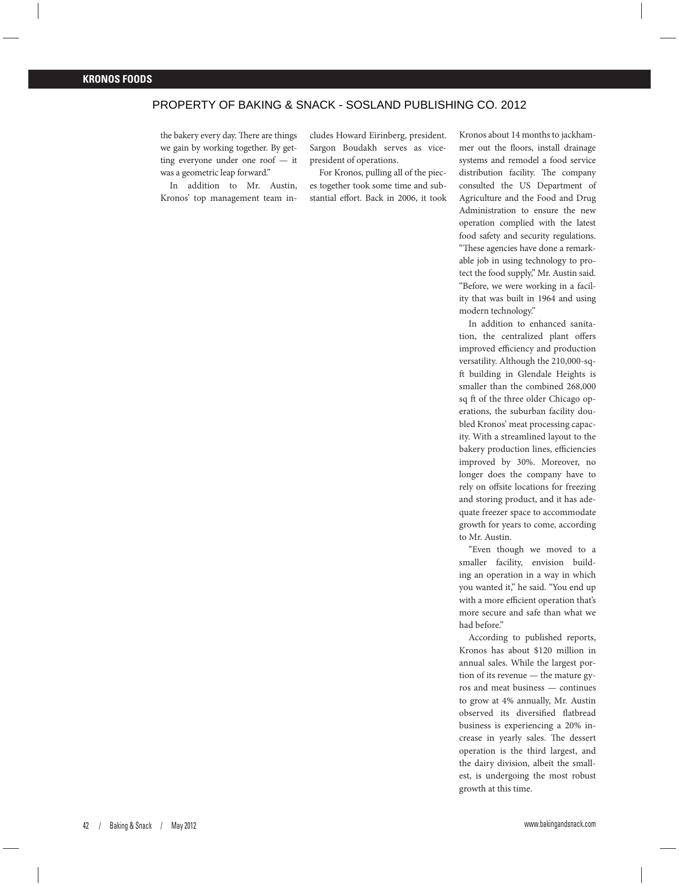the bakery every day. There are things we gain by working together. By getting everyone under one roof — it was a geometric leap forward."

In addition to Mr. Austin, Kronos' top management team includes Howard Eirinberg, president. Sargon Boudakh serves as vice-president of operations.

For Kronos, pulling all of the pieces together took some time and substantial effort. Back in 2006, it took Kronos about 14 months to jackhammer out the floors, install drainage systems and remodel a food service distribution facility. The company consulted the US Department of Agriculture and the Food and Drug Administration to ensure the new operation complied with the latest food safety and security regulations. "These agencies have done a remarkable job in using technology to protect the food supply," Mr. Austin said. "Before, we were working in a facility that was built in 1964 and using modern technology."

In addition to enhanced sanitation, the centralized plant offers improved efficiency and production versatility. Although the 210,000-sq-ft building in Glendale Heights is smaller than the combined 268,000 sq ft of the three older Chicago operations, the suburban facility doubled Kronos' meat processing capacity. With a streamlined layout to the bakery production lines, efficiencies improved by 30%. Moreover, no longer does the company have to rely on offsite locations for freezing and storing product, and it has adequate freezer space to accommodate growth for years to come, according to Mr. Austin.

"Even though we moved to a smaller facility, envision building an operation in a way in which you wanted it," he said. "You end up with a more efficient operation that's more secure and safe than what we had before."

According to published reports, Kronos has about $120 million in annual sales. While the largest portion of its revenue — the mature gyros and meat business — continues to grow at 4% annually, Mr. Austin observed its diversified flatbread business is experiencing a 20% increase in yearly sales. The dessert operation is the third largest, and the dairy division, albeit the smallest, is undergoing the most robust growth at this time.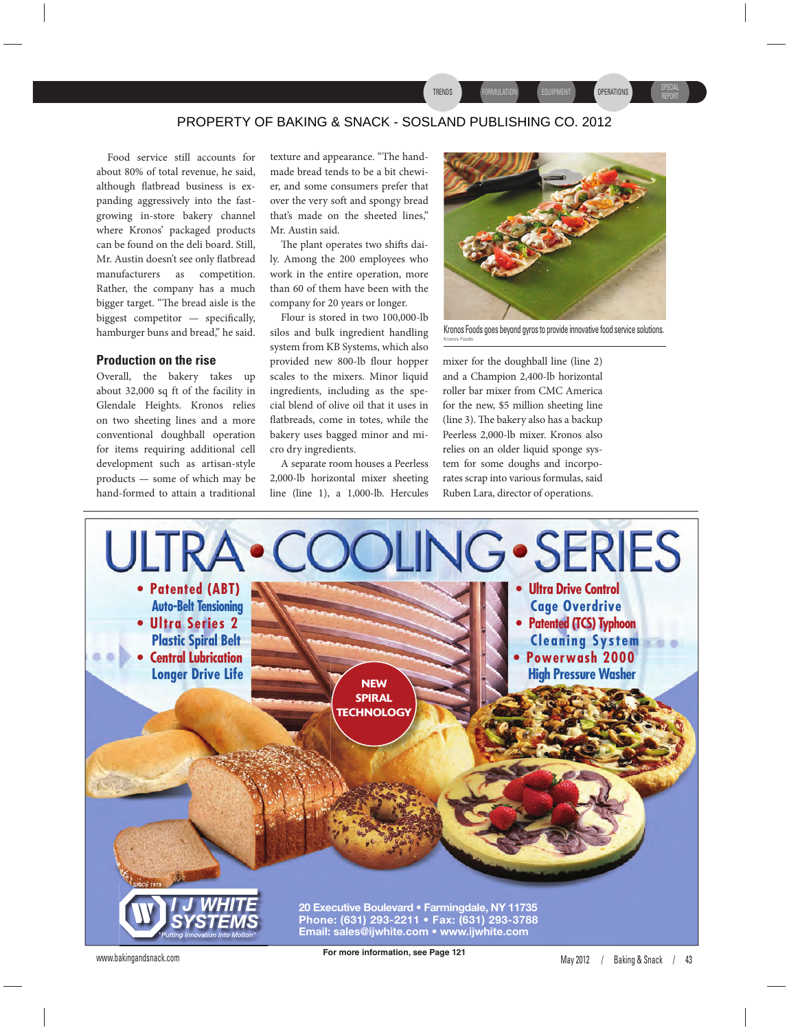PROPERTY OF BAKING & SNACK - SOSLAND PUBLISHING CO. 2012

Food service still accounts for about 80% of total revenue, he said, although flatbread business is expanding aggressively into the fast-growing in-store bakery channel where Kronos' packaged products can be found on the deli board. Still, Mr. Austin doesn't see only flatbread manufacturers as competition. Rather, the company has a much bigger target. "The bread aisle is the biggest competitor — specifically, hamburger buns and bread," he said.

### Production on the rise

Overall, the bakery takes up about 32,000 sq ft of the facility in Glendale Heights. Kronos relies on two sheeting lines and a more conventional doughball operation for items requiring additional cell development such as artisan-style products — some of which may be hand-formed to attain a traditional texture and appearance. "The handmade bread tends to be a bit chewier, and some consumers prefer that over the very soft and spongy bread that's made on the sheeted lines," Mr. Austin said.

The plant operates two shifts daily. Among the 200 employees who work in the entire operation, more than 60 of them have been with the company for 20 years or longer.

Flour is stored in two 100,000-lb silos and bulk ingredient handling system from KB Systems, which also provided new 800-lb flour hopper scales to the mixers. Minor liquid ingredients, including as the special blend of olive oil that it uses in flatbreads, come in totes, while the bakery uses bagged minor and micro dry ingredients.

A separate room houses a Peerless 2,000-lb horizontal mixer sheeting line (line 1), a 1,000-lb. Hercules mixer for the doughball line (line 2) and a Champion 2,400-lb horizontal roller bar mixer from CMC America for the new, $5 million sheeting line (line 3). The bakery also has a backup Peerless 2,000-lb mixer. Kronos also relies on an older liquid sponge system for some doughs and incorporates scrap into various formulas, said Ruben Lara, director of operations.

Kronos Foods goes beyond gyros to provide innovative food service solutions.

Kronos Foods

ULTRA • COOLING • SERIES

- Patented (ABT) Auto-Belt Tensioning
- Ultra Series 2 Plastic Spiral Belt
- Central Lubrication Longer Drive Life
- Ultra Drive Control Cage Overdrive
- Patented (TCS) Typhoon Cleaning System
- Powerwash 2000 High Pressure Washer

NEW SPIRAL TECHNOLOGY

I J WHITE SYSTEMS — "Putting Innovation Into Motion" — Since 1919

20 Executive Boulevard • Farmingdale, NY 11735
Phone: (631) 293-2211 • Fax: (631) 293-3788
Email: sales@ijwhite.com • www.ijwhite.com

For more information, see Page 121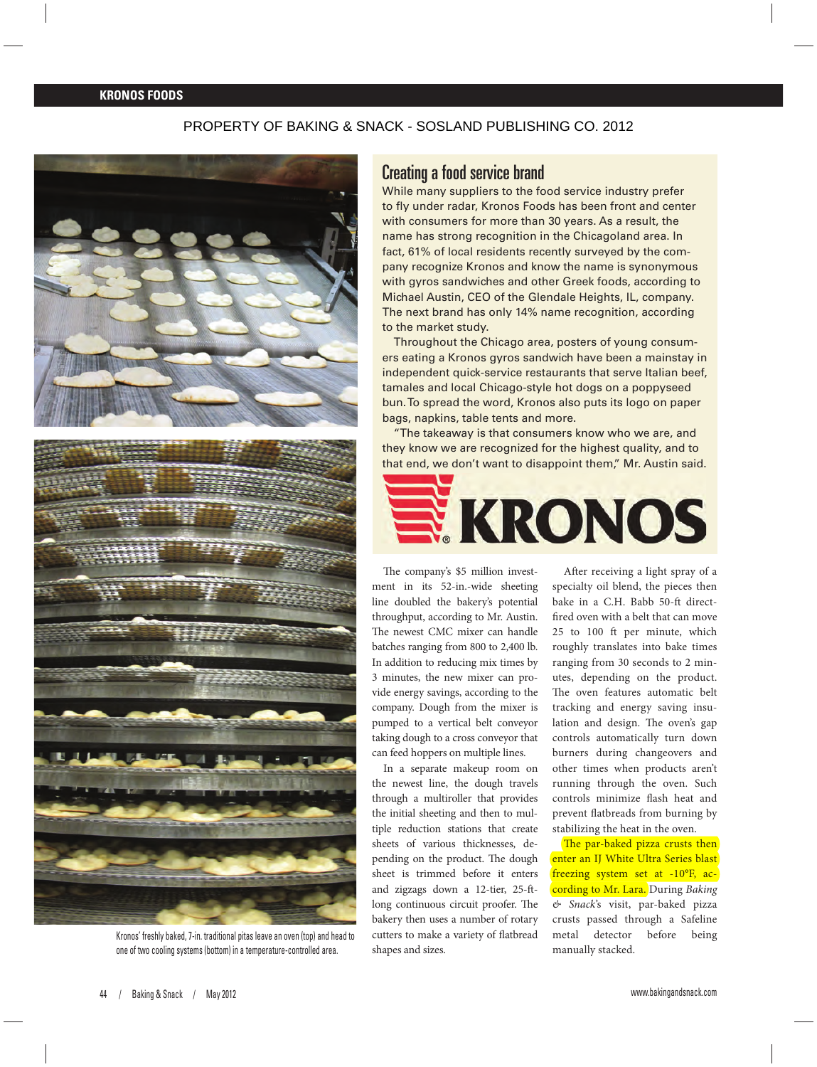PROPERTY OF BAKING & SNACK - SOSLAND PUBLISHING CO. 2012

## Creating a food service brand

While many suppliers to the food service industry prefer to fly under radar, Kronos Foods has been front and center with consumers for more than 30 years. As a result, the name has strong recognition in the Chicagoland area. In fact, 61% of local residents recently surveyed by the company recognize Kronos and know the name is synonymous with gyros sandwiches and other Greek foods, according to Michael Austin, CEO of the Glendale Heights, IL, company. The next brand has only 14% name recognition, according to the market study.

Throughout the Chicago area, posters of young consumers eating a Kronos gyros sandwich have been a mainstay in independent quick-service restaurants that serve Italian beef, tamales and local Chicago-style hot dogs on a poppyseed bun. To spread the word, Kronos also puts its logo on paper bags, napkins, table tents and more.

"The takeaway is that consumers know who we are, and they know we are recognized for the highest quality, and to that end, we don't want to disappoint them," Mr. Austin said.

KRONOS

Kronos' freshly baked, 7-in. traditional pitas leave an oven (top) and head to one of two cooling systems (bottom) in a temperature-controlled area.

The company's $5 million investment in its 52-in.-wide sheeting line doubled the bakery's potential throughput, according to Mr. Austin. The newest CMC mixer can handle batches ranging from 800 to 2,400 lb. In addition to reducing mix times by 3 minutes, the new mixer can provide energy savings, according to the company. Dough from the mixer is pumped to a vertical belt conveyor taking dough to a cross conveyor that can feed hoppers on multiple lines.

In a separate makeup room on the newest line, the dough travels through a multiroller that provides the initial sheeting and then to multiple reduction stations that create sheets of various thicknesses, depending on the product. The dough sheet is trimmed before it enters and zigzags down a 12-tier, 25-ft-long continuous circuit proofer. The bakery then uses a number of rotary cutters to make a variety of flatbread shapes and sizes.

After receiving a light spray of a specialty oil blend, the pieces then bake in a C.H. Babb 50-ft direct-fired oven with a belt that can move 25 to 100 ft per minute, which roughly translates into bake times ranging from 30 seconds to 2 minutes, depending on the product. The oven features automatic belt tracking and energy saving insulation and design. The oven's gap controls automatically turn down burners during changeovers and other times when products aren't running through the oven. Such controls minimize flash heat and prevent flatbreads from burning by stabilizing the heat in the oven.

The par-baked pizza crusts then enter an IJ White Ultra Series blast freezing system set at -10°F, according to Mr. Lara. During *Baking & Snack*'s visit, par-baked pizza crusts passed through a Safeline metal detector before being manually stacked.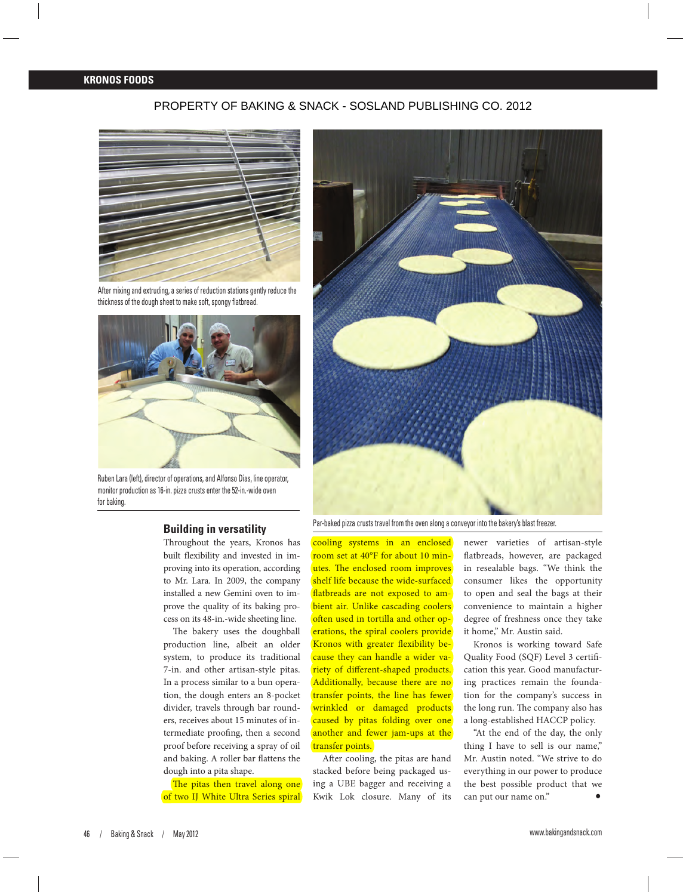PROPERTY OF BAKING & SNACK - SOSLAND PUBLISHING CO. 2012

After mixing and extruding, a series of reduction stations gently reduce the thickness of the dough sheet to make soft, spongy flatbread.

Ruben Lara (left), director of operations, and Alfonso Dias, line operator, monitor production as 16-in. pizza crusts enter the 52-in.-wide oven for baking.

Par-baked pizza crusts travel from the oven along a conveyor into the bakery's blast freezer.

## Building in versatility

Throughout the years, Kronos has built flexibility and invested in improving into its operation, according to Mr. Lara. In 2009, the company installed a new Gemini oven to improve the quality of its baking process on its 48-in.-wide sheeting line.

The bakery uses the doughball production line, albeit an older system, to produce its traditional 7-in. and other artisan-style pitas. In a process similar to a bun operation, the dough enters an 8-pocket divider, travels through bar rounders, receives about 15 minutes of intermediate proofing, then a second proof before receiving a spray of oil and baking. A roller bar flattens the dough into a pita shape.

The pitas then travel along one of two IJ White Ultra Series spiral cooling systems in an enclosed room set at 40°F for about 10 minutes. The enclosed room improves shelf life because the wide-surfaced flatbreads are not exposed to ambient air. Unlike cascading coolers often used in tortilla and other operations, the spiral coolers provide Kronos with greater flexibility because they can handle a wider variety of different-shaped products. Additionally, because there are no transfer points, the line has fewer wrinkled or damaged products caused by pitas folding over one another and fewer jam-ups at the transfer points.

After cooling, the pitas are hand stacked before being packaged using a UBE bagger and receiving a Kwik Lok closure. Many of its newer varieties of artisan-style flatbreads, however, are packaged in resealable bags. "We think the consumer likes the opportunity to open and seal the bags at their convenience to maintain a higher degree of freshness once they take it home," Mr. Austin said.

Kronos is working toward Safe Quality Food (SQF) Level 3 certification this year. Good manufacturing practices remain the foundation for the company's success in the long run. The company also has a long-established HACCP policy.

"At the end of the day, the only thing I have to sell is our name," Mr. Austin noted. "We strive to do everything in our power to produce the best possible product that we can put our name on." •